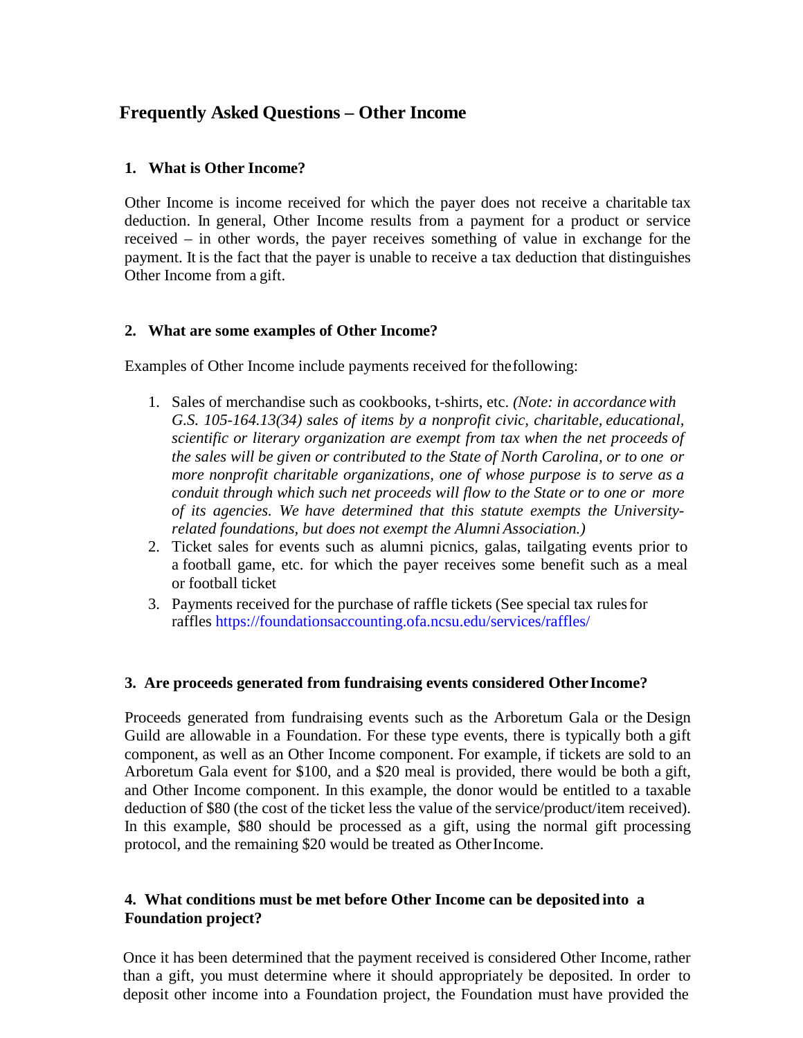# Frequently Asked Questions – Other Income

## 1. What is Other Income?

Other Income is income received for which the payer does not receive a charitable tax deduction. In general, Other Income results from a payment for a product or service received – in other words, the payer receives something of value in exchange for the payment. It is the fact that the payer is unable to receive a tax deduction that distinguishes Other Income from a gift.

## 2. What are some examples of Other Income?

Examples of Other Income include payments received for the following:

1. Sales of merchandise such as cookbooks, t-shirts, etc. *(Note: in accordance with G.S. 105-164.13(34) sales of items by a nonprofit civic, charitable, educational, scientific or literary organization are exempt from tax when the net proceeds of the sales will be given or contributed to the State of North Carolina, or to one or more nonprofit charitable organizations, one of whose purpose is to serve as a conduit through which such net proceeds will flow to the State or to one or more of its agencies. We have determined that this statute exempts the University-related foundations, but does not exempt the Alumni Association.)*
2. Ticket sales for events such as alumni picnics, galas, tailgating events prior to a football game, etc. for which the payer receives some benefit such as a meal or football ticket
3. Payments received for the purchase of raffle tickets (See special tax rules for raffles https://foundationsaccounting.ofa.ncsu.edu/services/raffles/

## 3. Are proceeds generated from fundraising events considered Other Income?

Proceeds generated from fundraising events such as the Arboretum Gala or the Design Guild are allowable in a Foundation. For these type events, there is typically both a gift component, as well as an Other Income component. For example, if tickets are sold to an Arboretum Gala event for $100, and a $20 meal is provided, there would be both a gift, and Other Income component. In this example, the donor would be entitled to a taxable deduction of $80 (the cost of the ticket less the value of the service/product/item received). In this example, $80 should be processed as a gift, using the normal gift processing protocol, and the remaining $20 would be treated as Other Income.

## 4. What conditions must be met before Other Income can be deposited into a Foundation project?

Once it has been determined that the payment received is considered Other Income, rather than a gift, you must determine where it should appropriately be deposited. In order to deposit other income into a Foundation project, the Foundation must have provided the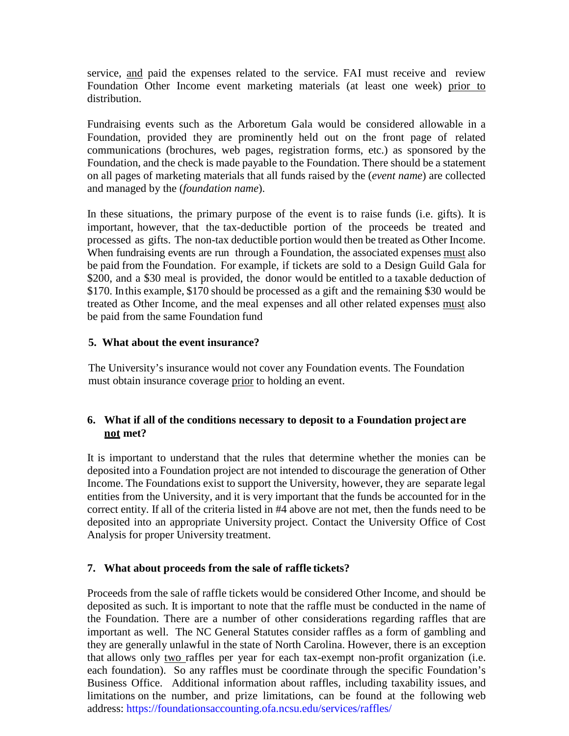service, <u>and</u> paid the expenses related to the service. FAI must receive and review Foundation Other Income event marketing materials (at least one week) <u>prior to</u> distribution.

Fundraising events such as the Arboretum Gala would be considered allowable in a Foundation, provided they are prominently held out on the front page of related communications (brochures, web pages, registration forms, etc.) as sponsored by the Foundation, and the check is made payable to the Foundation. There should be a statement on all pages of marketing materials that all funds raised by the (*event name*) are collected and managed by the (*foundation name*).

In these situations, the primary purpose of the event is to raise funds (i.e. gifts). It is important, however, that the tax-deductible portion of the proceeds be treated and processed as gifts. The non-tax deductible portion would then be treated as Other Income. When fundraising events are run through a Foundation, the associated expenses <u>must</u> also be paid from the Foundation. For example, if tickets are sold to a Design Guild Gala for $200, and a $30 meal is provided, the donor would be entitled to a taxable deduction of $170. In this example, $170 should be processed as a gift and the remaining $30 would be treated as Other Income, and the meal expenses and all other related expenses <u>must</u> also be paid from the same Foundation fund

### 5. What about the event insurance?

The University's insurance would not cover any Foundation events. The Foundation must obtain insurance coverage <u>prior</u> to holding an event.

### 6. What if all of the conditions necessary to deposit to a Foundation project are <u>not</u> met?

It is important to understand that the rules that determine whether the monies can be deposited into a Foundation project are not intended to discourage the generation of Other Income. The Foundations exist to support the University, however, they are separate legal entities from the University, and it is very important that the funds be accounted for in the correct entity. If all of the criteria listed in #4 above are not met, then the funds need to be deposited into an appropriate University project. Contact the University Office of Cost Analysis for proper University treatment.

### 7. What about proceeds from the sale of raffle tickets?

Proceeds from the sale of raffle tickets would be considered Other Income, and should be deposited as such. It is important to note that the raffle must be conducted in the name of the Foundation. There are a number of other considerations regarding raffles that are important as well. The NC General Statutes consider raffles as a form of gambling and they are generally unlawful in the state of North Carolina. However, there is an exception that allows only <u>two</u> raffles per year for each tax-exempt non-profit organization (i.e. each foundation). So any raffles must be coordinate through the specific Foundation's Business Office. Additional information about raffles, including taxability issues, and limitations on the number, and prize limitations, can be found at the following web address: https://foundationsaccounting.ofa.ncsu.edu/services/raffles/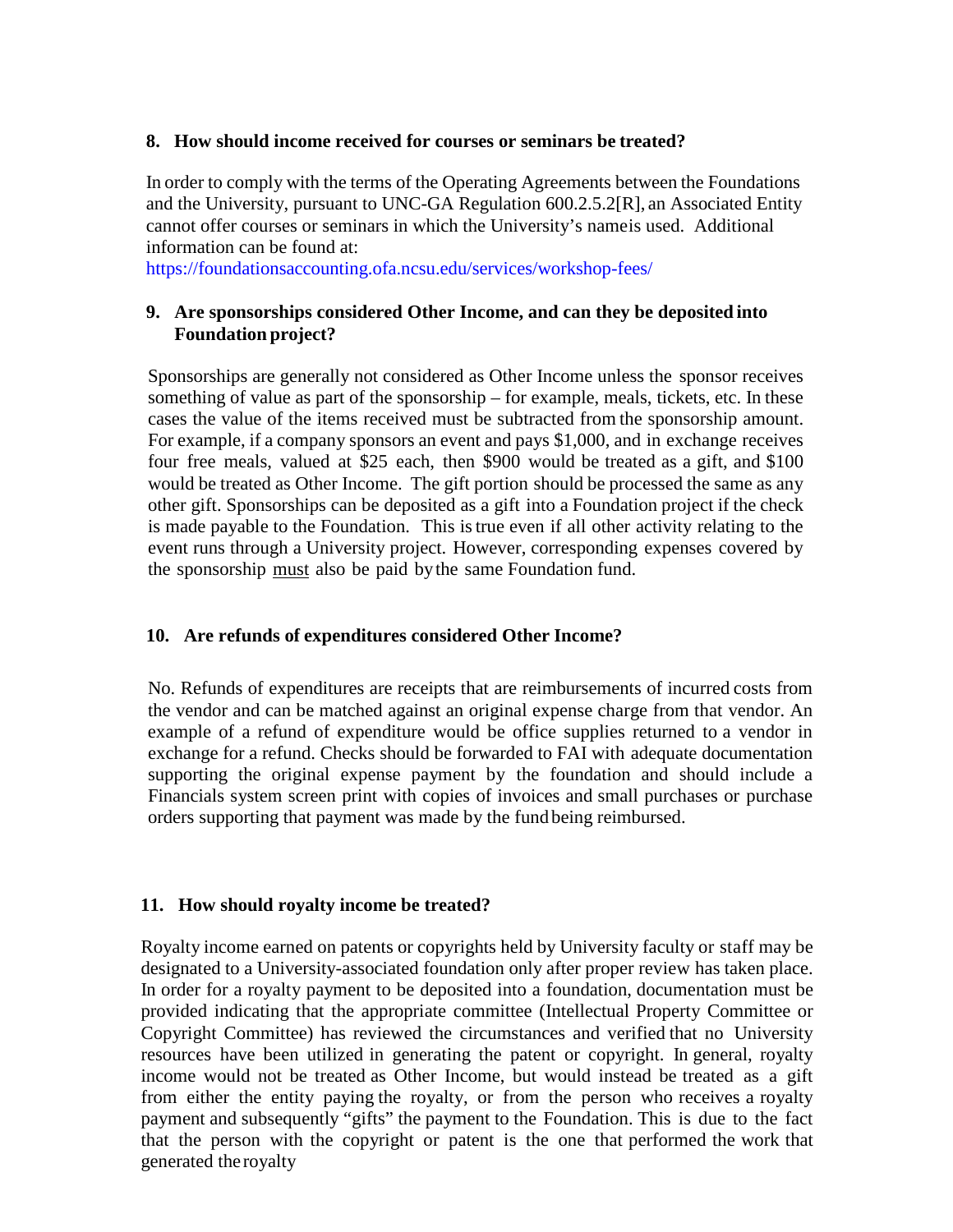### 8. How should income received for courses or seminars be treated?

In order to comply with the terms of the Operating Agreements between the Foundations and the University, pursuant to UNC-GA Regulation 600.2.5.2[R], an Associated Entity cannot offer courses or seminars in which the University's nameis used. Additional information can be found at:
https://foundationsaccounting.ofa.ncsu.edu/services/workshop-fees/

### 9. Are sponsorships considered Other Income, and can they be deposited into Foundation project?

Sponsorships are generally not considered as Other Income unless the sponsor receives something of value as part of the sponsorship – for example, meals, tickets, etc. In these cases the value of the items received must be subtracted from the sponsorship amount. For example, if a company sponsors an event and pays $1,000, and in exchange receives four free meals, valued at $25 each, then $900 would be treated as a gift, and $100 would be treated as Other Income. The gift portion should be processed the same as any other gift. Sponsorships can be deposited as a gift into a Foundation project if the check is made payable to the Foundation. This is true even if all other activity relating to the event runs through a University project. However, corresponding expenses covered by the sponsorship <u>must</u> also be paid by the same Foundation fund.

### 10. Are refunds of expenditures considered Other Income?

No. Refunds of expenditures are receipts that are reimbursements of incurred costs from the vendor and can be matched against an original expense charge from that vendor. An example of a refund of expenditure would be office supplies returned to a vendor in exchange for a refund. Checks should be forwarded to FAI with adequate documentation supporting the original expense payment by the foundation and should include a Financials system screen print with copies of invoices and small purchases or purchase orders supporting that payment was made by the fund being reimbursed.

### 11. How should royalty income be treated?

Royalty income earned on patents or copyrights held by University faculty or staff may be designated to a University-associated foundation only after proper review has taken place. In order for a royalty payment to be deposited into a foundation, documentation must be provided indicating that the appropriate committee (Intellectual Property Committee or Copyright Committee) has reviewed the circumstances and verified that no University resources have been utilized in generating the patent or copyright. In general, royalty income would not be treated as Other Income, but would instead be treated as a gift from either the entity paying the royalty, or from the person who receives a royalty payment and subsequently "gifts" the payment to the Foundation. This is due to the fact that the person with the copyright or patent is the one that performed the work that generated the royalty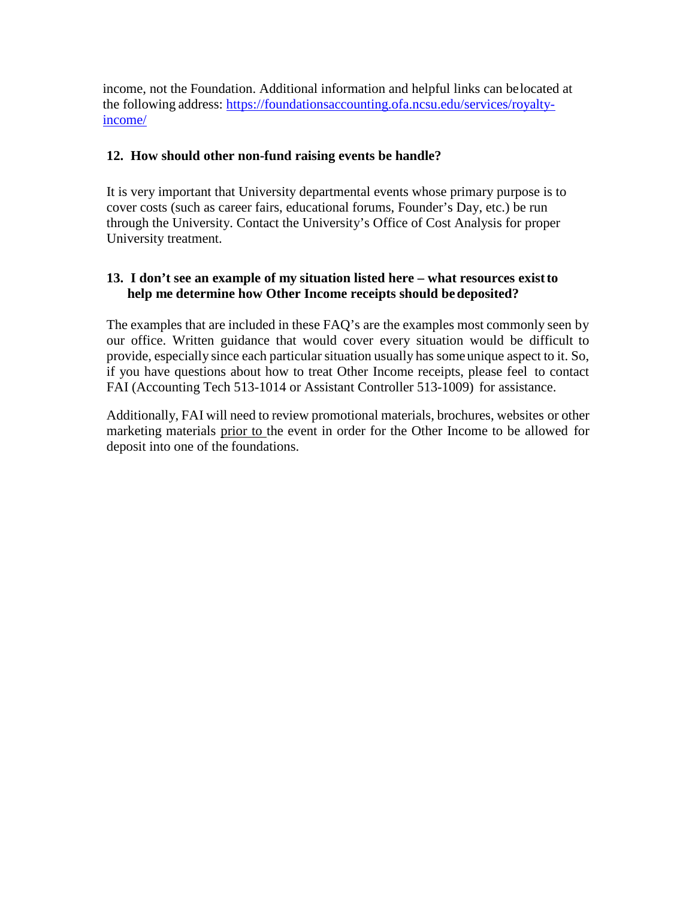income, not the Foundation. Additional information and helpful links can be located at the following address: [https://foundationsaccounting.ofa.ncsu.edu/services/royalty-income/](https://foundationsaccounting.ofa.ncsu.edu/services/royalty-income/)

**12. How should other non-fund raising events be handle?**

It is very important that University departmental events whose primary purpose is to cover costs (such as career fairs, educational forums, Founder's Day, etc.) be run through the University. Contact the University's Office of Cost Analysis for proper University treatment.

**13. I don't see an example of my situation listed here – what resources exist to help me determine how Other Income receipts should be deposited?**

The examples that are included in these FAQ's are the examples most commonly seen by our office. Written guidance that would cover every situation would be difficult to provide, especially since each particular situation usually has some unique aspect to it. So, if you have questions about how to treat Other Income receipts, please feel to contact FAI (Accounting Tech 513-1014 or Assistant Controller 513-1009) for assistance.

Additionally, FAI will need to review promotional materials, brochures, websites or other marketing materials prior to the event in order for the Other Income to be allowed for deposit into one of the foundations.